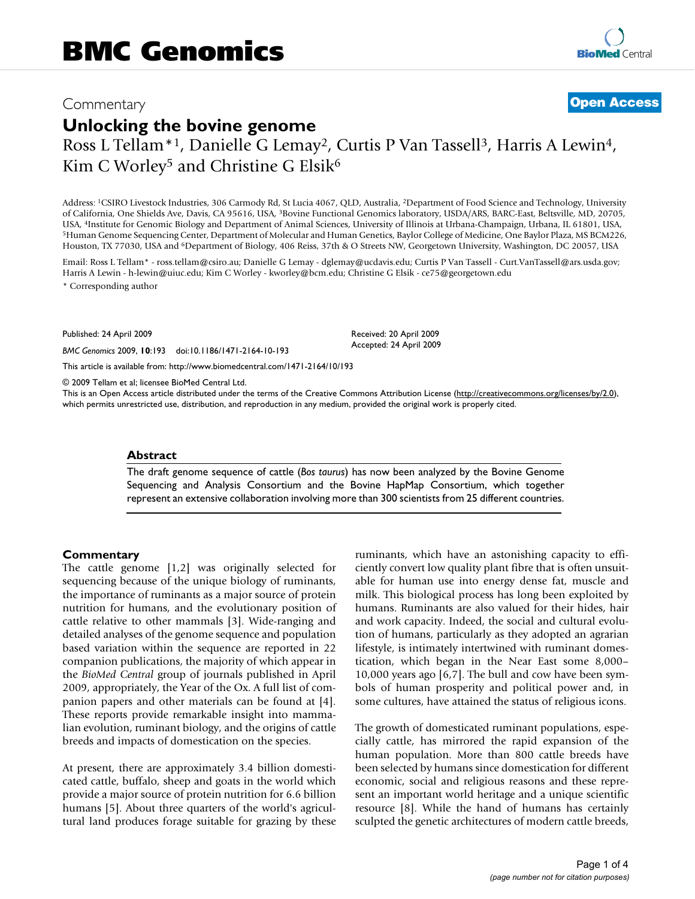BMC Genomics

Commentary

**Open Access**

# Unlocking the bovine genome

Ross L Tellam*[1], Danielle G Lemay[2], Curtis P Van Tassell[3], Harris A Lewin[4], Kim C Worley[5] and Christine G Elsik[6]

Address: [1]CSIRO Livestock Industries, 306 Carmody Rd, St Lucia 4067, QLD, Australia, [2]Department of Food Science and Technology, University of California, One Shields Ave, Davis, CA 95616, USA, [3]Bovine Functional Genomics laboratory, USDA/ARS, BARC-East, Beltsville, MD, 20705, USA, [4]Institute for Genomic Biology and Department of Animal Sciences, University of Illinois at Urbana-Champaign, Urbana, IL 61801, USA, [5]Human Genome Sequencing Center, Department of Molecular and Human Genetics, Baylor College of Medicine, One Baylor Plaza, MS BCM226, Houston, TX 77030, USA and [6]Department of Biology, 406 Reiss, 37th & O Streets NW, Georgetown University, Washington, DC 20057, USA

Email: Ross L Tellam* - ross.tellam@csiro.au; Danielle G Lemay - dglemay@ucdavis.edu; Curtis P Van Tassell - Curt.VanTassell@ars.usda.gov; Harris A Lewin - h-lewin@uiuc.edu; Kim C Worley - kworley@bcm.edu; Christine G Elsik - ce75@georgetown.edu

* Corresponding author

Published: 24 April 2009

*BMC Genomics* 2009, **10**:193 doi:10.1186/1471-2164-10-193

Received: 20 April 2009

Accepted: 24 April 2009

This article is available from: http://www.biomedcentral.com/1471-2164/10/193

© 2009 Tellam et al; licensee BioMed Central Ltd.

This is an Open Access article distributed under the terms of the Creative Commons Attribution License (http://creativecommons.org/licenses/by/2.0), which permits unrestricted use, distribution, and reproduction in any medium, provided the original work is properly cited.

## Abstract

The draft genome sequence of cattle (*Bos taurus*) has now been analyzed by the Bovine Genome Sequencing and Analysis Consortium and the Bovine HapMap Consortium, which together represent an extensive collaboration involving more than 300 scientists from 25 different countries.

## Commentary

The cattle genome [1,2] was originally selected for sequencing because of the unique biology of ruminants, the importance of ruminants as a major source of protein nutrition for humans, and the evolutionary position of cattle relative to other mammals [3]. Wide-ranging and detailed analyses of the genome sequence and population based variation within the sequence are reported in 22 companion publications, the majority of which appear in the *BioMed Central* group of journals published in April 2009, appropriately, the Year of the Ox. A full list of companion papers and other materials can be found at [4]. These reports provide remarkable insight into mammalian evolution, ruminant biology, and the origins of cattle breeds and impacts of domestication on the species.

At present, there are approximately 3.4 billion domesticated cattle, buffalo, sheep and goats in the world which provide a major source of protein nutrition for 6.6 billion humans [5]. About three quarters of the world's agricultural land produces forage suitable for grazing by these ruminants, which have an astonishing capacity to efficiently convert low quality plant fibre that is often unsuitable for human use into energy dense fat, muscle and milk. This biological process has long been exploited by humans. Ruminants are also valued for their hides, hair and work capacity. Indeed, the social and cultural evolution of humans, particularly as they adopted an agrarian lifestyle, is intimately intertwined with ruminant domestication, which began in the Near East some 8,000–10,000 years ago [6,7]. The bull and cow have been symbols of human prosperity and political power and, in some cultures, have attained the status of religious icons.

The growth of domesticated ruminant populations, especially cattle, has mirrored the rapid expansion of the human population. More than 800 cattle breeds have been selected by humans since domestication for different economic, social and religious reasons and these represent an important world heritage and a unique scientific resource [8]. While the hand of humans has certainly sculpted the genetic architectures of modern cattle breeds,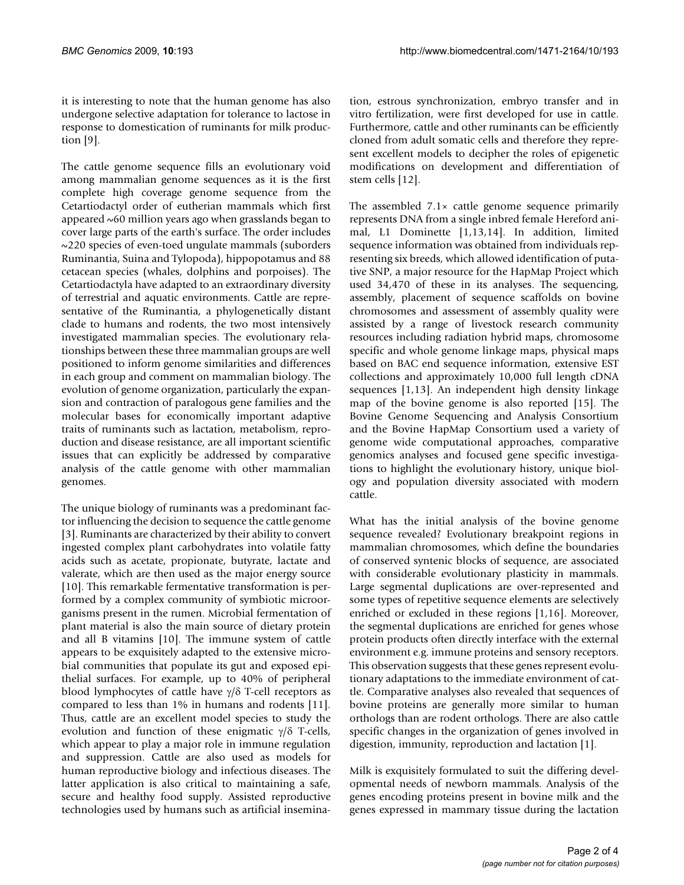it is interesting to note that the human genome has also undergone selective adaptation for tolerance to lactose in response to domestication of ruminants for milk production [9].

The cattle genome sequence fills an evolutionary void among mammalian genome sequences as it is the first complete high coverage genome sequence from the Cetartiodactyl order of eutherian mammals which first appeared ~60 million years ago when grasslands began to cover large parts of the earth's surface. The order includes ~220 species of even-toed ungulate mammals (suborders Ruminantia, Suina and Tylopoda), hippopotamus and 88 cetacean species (whales, dolphins and porpoises). The Cetartiodactyla have adapted to an extraordinary diversity of terrestrial and aquatic environments. Cattle are representative of the Ruminantia, a phylogenetically distant clade to humans and rodents, the two most intensively investigated mammalian species. The evolutionary relationships between these three mammalian groups are well positioned to inform genome similarities and differences in each group and comment on mammalian biology. The evolution of genome organization, particularly the expansion and contraction of paralogous gene families and the molecular bases for economically important adaptive traits of ruminants such as lactation, metabolism, reproduction and disease resistance, are all important scientific issues that can explicitly be addressed by comparative analysis of the cattle genome with other mammalian genomes.

The unique biology of ruminants was a predominant factor influencing the decision to sequence the cattle genome [3]. Ruminants are characterized by their ability to convert ingested complex plant carbohydrates into volatile fatty acids such as acetate, propionate, butyrate, lactate and valerate, which are then used as the major energy source [10]. This remarkable fermentative transformation is performed by a complex community of symbiotic microorganisms present in the rumen. Microbial fermentation of plant material is also the main source of dietary protein and all B vitamins [10]. The immune system of cattle appears to be exquisitely adapted to the extensive microbial communities that populate its gut and exposed epithelial surfaces. For example, up to 40% of peripheral blood lymphocytes of cattle have $\gamma/\delta$ T-cell receptors as compared to less than 1% in humans and rodents [11]. Thus, cattle are an excellent model species to study the evolution and function of these enigmatic $\gamma/\delta$ T-cells, which appear to play a major role in immune regulation and suppression. Cattle are also used as models for human reproductive biology and infectious diseases. The latter application is also critical to maintaining a safe, secure and healthy food supply. Assisted reproductive technologies used by humans such as artificial insemination, estrous synchronization, embryo transfer and in vitro fertilization, were first developed for use in cattle. Furthermore, cattle and other ruminants can be efficiently cloned from adult somatic cells and therefore they represent excellent models to decipher the roles of epigenetic modifications on development and differentiation of stem cells [12].

The assembled 7.1× cattle genome sequence primarily represents DNA from a single inbred female Hereford animal, L1 Dominette [1,13,14]. In addition, limited sequence information was obtained from individuals representing six breeds, which allowed identification of putative SNP, a major resource for the HapMap Project which used 34,470 of these in its analyses. The sequencing, assembly, placement of sequence scaffolds on bovine chromosomes and assessment of assembly quality were assisted by a range of livestock research community resources including radiation hybrid maps, chromosome specific and whole genome linkage maps, physical maps based on BAC end sequence information, extensive EST collections and approximately 10,000 full length cDNA sequences [1,13]. An independent high density linkage map of the bovine genome is also reported [15]. The Bovine Genome Sequencing and Analysis Consortium and the Bovine HapMap Consortium used a variety of genome wide computational approaches, comparative genomics analyses and focused gene specific investigations to highlight the evolutionary history, unique biology and population diversity associated with modern cattle.

What has the initial analysis of the bovine genome sequence revealed? Evolutionary breakpoint regions in mammalian chromosomes, which define the boundaries of conserved syntenic blocks of sequence, are associated with considerable evolutionary plasticity in mammals. Large segmental duplications are over-represented and some types of repetitive sequence elements are selectively enriched or excluded in these regions [1,16]. Moreover, the segmental duplications are enriched for genes whose protein products often directly interface with the external environment e.g. immune proteins and sensory receptors. This observation suggests that these genes represent evolutionary adaptations to the immediate environment of cattle. Comparative analyses also revealed that sequences of bovine proteins are generally more similar to human orthologs than are rodent orthologs. There are also cattle specific changes in the organization of genes involved in digestion, immunity, reproduction and lactation [1].

Milk is exquisitely formulated to suit the differing developmental needs of newborn mammals. Analysis of the genes encoding proteins present in bovine milk and the genes expressed in mammary tissue during the lactation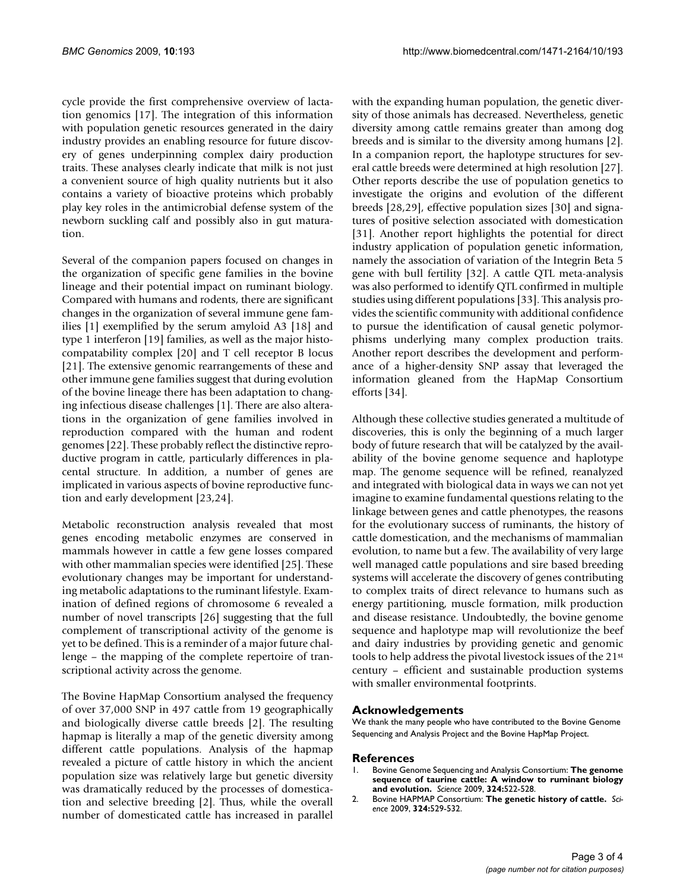cycle provide the first comprehensive overview of lactation genomics [17]. The integration of this information with population genetic resources generated in the dairy industry provides an enabling resource for future discovery of genes underpinning complex dairy production traits. These analyses clearly indicate that milk is not just a convenient source of high quality nutrients but it also contains a variety of bioactive proteins which probably play key roles in the antimicrobial defense system of the newborn suckling calf and possibly also in gut maturation.

Several of the companion papers focused on changes in the organization of specific gene families in the bovine lineage and their potential impact on ruminant biology. Compared with humans and rodents, there are significant changes in the organization of several immune gene families [1] exemplified by the serum amyloid A3 [18] and type 1 interferon [19] families, as well as the major histocompatability complex [20] and T cell receptor B locus [21]. The extensive genomic rearrangements of these and other immune gene families suggest that during evolution of the bovine lineage there has been adaptation to changing infectious disease challenges [1]. There are also alterations in the organization of gene families involved in reproduction compared with the human and rodent genomes [22]. These probably reflect the distinctive reproductive program in cattle, particularly differences in placental structure. In addition, a number of genes are implicated in various aspects of bovine reproductive function and early development [23,24].

Metabolic reconstruction analysis revealed that most genes encoding metabolic enzymes are conserved in mammals however in cattle a few gene losses compared with other mammalian species were identified [25]. These evolutionary changes may be important for understanding metabolic adaptations to the ruminant lifestyle. Examination of defined regions of chromosome 6 revealed a number of novel transcripts [26] suggesting that the full complement of transcriptional activity of the genome is yet to be defined. This is a reminder of a major future challenge – the mapping of the complete repertoire of transcriptional activity across the genome.

The Bovine HapMap Consortium analysed the frequency of over 37,000 SNP in 497 cattle from 19 geographically and biologically diverse cattle breeds [2]. The resulting hapmap is literally a map of the genetic diversity among different cattle populations. Analysis of the hapmap revealed a picture of cattle history in which the ancient population size was relatively large but genetic diversity was dramatically reduced by the processes of domestication and selective breeding [2]. Thus, while the overall number of domesticated cattle has increased in parallel with the expanding human population, the genetic diversity of those animals has decreased. Nevertheless, genetic diversity among cattle remains greater than among dog breeds and is similar to the diversity among humans [2]. In a companion report, the haplotype structures for several cattle breeds were determined at high resolution [27]. Other reports describe the use of population genetics to investigate the origins and evolution of the different breeds [28,29], effective population sizes [30] and signatures of positive selection associated with domestication [31]. Another report highlights the potential for direct industry application of population genetic information, namely the association of variation of the Integrin Beta 5 gene with bull fertility [32]. A cattle QTL meta-analysis was also performed to identify QTL confirmed in multiple studies using different populations [33]. This analysis provides the scientific community with additional confidence to pursue the identification of causal genetic polymorphisms underlying many complex production traits. Another report describes the development and performance of a higher-density SNP assay that leveraged the information gleaned from the HapMap Consortium efforts [34].

Although these collective studies generated a multitude of discoveries, this is only the beginning of a much larger body of future research that will be catalyzed by the availability of the bovine genome sequence and haplotype map. The genome sequence will be refined, reanalyzed and integrated with biological data in ways we can not yet imagine to examine fundamental questions relating to the linkage between genes and cattle phenotypes, the reasons for the evolutionary success of ruminants, the history of cattle domestication, and the mechanisms of mammalian evolution, to name but a few. The availability of very large well managed cattle populations and sire based breeding systems will accelerate the discovery of genes contributing to complex traits of direct relevance to humans such as energy partitioning, muscle formation, milk production and disease resistance. Undoubtedly, the bovine genome sequence and haplotype map will revolutionize the beef and dairy industries by providing genetic and genomic tools to help address the pivotal livestock issues of the 21st century – efficient and sustainable production systems with smaller environmental footprints.

## Acknowledgements

We thank the many people who have contributed to the Bovine Genome Sequencing and Analysis Project and the Bovine HapMap Project.

## References

1. Bovine Genome Sequencing and Analysis Consortium: **The genome sequence of taurine cattle: A window to ruminant biology and evolution.** *Science* 2009, **324:**522-528.
2. Bovine HAPMAP Consortium: **The genetic history of cattle.** *Science* 2009, **324:**529-532.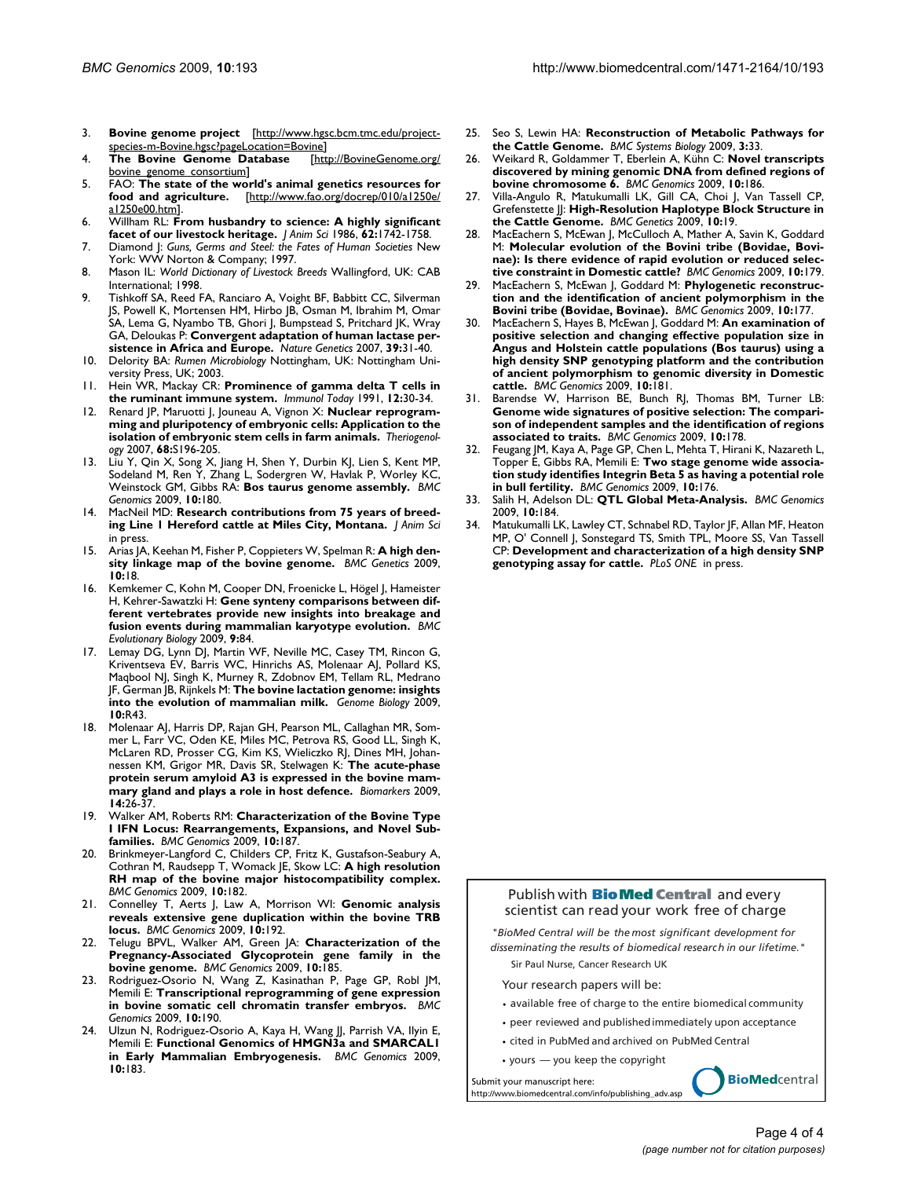3. **Bovine genome project** [http://www.hgsc.bcm.tmc.edu/project-species-m-Bovine.hgsc?pageLocation=Bovine]
4. **The Bovine Genome Database** [http://BovineGenome.org/bovine_genome_consortium]
5. FAO: **The state of the world's animal genetics resources for food and agriculture.** [http://www.fao.org/docrep/010/a1250e/a1250e00.htm].
6. Willham RL: **From husbandry to science: A highly significant facet of our livestock heritage.** *J Anim Sci* 1986, **62:**1742-1758.
7. Diamond J: *Guns, Germs and Steel: the Fates of Human Societies* New York: WW Norton & Company; 1997.
8. Mason IL: *World Dictionary of Livestock Breeds* Wallingford, UK: CAB International; 1998.
9. Tishkoff SA, Reed FA, Ranciaro A, Voight BF, Babbitt CC, Silverman JS, Powell K, Mortensen HM, Hirbo JB, Osman M, Ibrahim M, Omar SA, Lema G, Nyambo TB, Ghori J, Bumpstead S, Pritchard JK, Wray GA, Deloukas P: **Convergent adaptation of human lactase persistence in Africa and Europe.** *Nature Genetics* 2007, **39:**31-40.
10. Delority BA: *Rumen Microbiology* Nottingham, UK: Nottingham University Press, UK; 2003.
11. Hein WR, Mackay CR: **Prominence of gamma delta T cells in the ruminant immune system.** *Immunol Today* 1991, **12:**30-34.
12. Renard JP, Maruotti J, Jouneau A, Vignon X: **Nuclear reprogramming and pluripotency of embryonic cells: Application to the isolation of embryonic stem cells in farm animals.** *Theriogenology* 2007, **68:**S196-205.
13. Liu Y, Qin X, Song X, Jiang H, Shen Y, Durbin KJ, Lien S, Kent MP, Sodeland M, Ren Y, Zhang L, Sodergren W, Havlak P, Worley KC, Weinstock GM, Gibbs RA: **Bos taurus genome assembly.** *BMC Genomics* 2009, **10:**180.
14. MacNeil MD: **Research contributions from 75 years of breeding Line 1 Hereford cattle at Miles City, Montana.** *J Anim Sci* in press.
15. Arias JA, Keehan M, Fisher P, Coppieters W, Spelman R: **A high density linkage map of the bovine genome.** *BMC Genetics* 2009, **10:**18.
16. Kemkemer C, Kohn M, Cooper DN, Froenicke L, Högel J, Hameister H, Kehrer-Sawatzki H: **Gene synteny comparisons between different vertebrates provide new insights into breakage and fusion events during mammalian karyotype evolution.** *BMC Evolutionary Biology* 2009, **9:**84.
17. Lemay DG, Lynn DJ, Martin WF, Neville MC, Casey TM, Rincon G, Kriventseva EV, Barris WC, Hinrichs AS, Molenaar AJ, Pollard KS, Maqbool NJ, Singh K, Murney R, Zdobnov EM, Tellam RL, Medrano JF, German JB, Rijnkels M: **The bovine lactation genome: insights into the evolution of mammalian milk.** *Genome Biology* 2009, **10:**R43.
18. Molenaar AJ, Harris DP, Rajan GH, Pearson ML, Callaghan MR, Sommer L, Farr VC, Oden KE, Miles MC, Petrova RS, Good LL, Singh K, McLaren RD, Prosser CG, Kim KS, Wieliczko RJ, Dines MH, Johannessen KM, Grigor MR, Davis SR, Stelwagen K: **The acute-phase protein serum amyloid A3 is expressed in the bovine mammary gland and plays a role in host defence.** *Biomarkers* 2009, **14:**26-37.
19. Walker AM, Roberts RM: **Characterization of the Bovine Type I IFN Locus: Rearrangements, Expansions, and Novel Subfamilies.** *BMC Genomics* 2009, **10:**187.
20. Brinkmeyer-Langford C, Childers CP, Fritz K, Gustafson-Seabury A, Cothran M, Raudsepp T, Womack JE, Skow LC: **A high resolution RH map of the bovine major histocompatibility complex.** *BMC Genomics* 2009, **10:**182.
21. Connelley T, Aerts J, Law A, Morrison WI: **Genomic analysis reveals extensive gene duplication within the bovine TRB locus.** *BMC Genomics* 2009, **10:**192.
22. Telugu BPVL, Walker AM, Green JA: **Characterization of the Pregnancy-Associated Glycoprotein gene family in the bovine genome.** *BMC Genomics* 2009, **10:**185.
23. Rodriguez-Osorio N, Wang Z, Kasinathan P, Page GP, Robl JM, Memili E: **Transcriptional reprogramming of gene expression in bovine somatic cell chromatin transfer embryos.** *BMC Genomics* 2009, **10:**190.
24. Ulzun N, Rodriguez-Osorio A, Kaya H, Wang JJ, Parrish VA, Ilyin E, Memili E: **Functional Genomics of HMGN3a and SMARCAL1 in Early Mammalian Embryogenesis.** *BMC Genomics* 2009, **10:**183.
25. Seo S, Lewin HA: **Reconstruction of Metabolic Pathways for the Cattle Genome.** *BMC Systems Biology* 2009, **3:**33.
26. Weikard R, Goldammer T, Eberlein A, Kühn C: **Novel transcripts discovered by mining genomic DNA from defined regions of bovine chromosome 6.** *BMC Genomics* 2009, **10:**186.
27. Villa-Angulo R, Matukumalli LK, Gill CA, Choi J, Van Tassell CP, Grefenstette JJ: **High-Resolution Haplotype Block Structure in the Cattle Genome.** *BMC Genetics* 2009, **10:**19.
28. MacEachern S, McEwan J, McCulloch A, Mather A, Savin K, Goddard M: **Molecular evolution of the Bovini tribe (Bovidae, Bovinae): Is there evidence of rapid evolution or reduced selective constraint in Domestic cattle?** *BMC Genomics* 2009, **10:**179.
29. MacEachern S, McEwan J, Goddard M: **Phylogenetic reconstruction and the identification of ancient polymorphism in the Bovini tribe (Bovidae, Bovinae).** *BMC Genomics* 2009, **10:**177.
30. MacEachern S, Hayes B, McEwan J, Goddard M: **An examination of positive selection and changing effective population size in Angus and Holstein cattle populations (Bos taurus) using a high density SNP genotyping platform and the contribution of ancient polymorphism to genomic diversity in Domestic cattle.** *BMC Genomics* 2009, **10:**181.
31. Barendse W, Harrison BE, Bunch RJ, Thomas BM, Turner LB: **Genome wide signatures of positive selection: The comparison of independent samples and the identification of regions associated to traits.** *BMC Genomics* 2009, **10:**178.
32. Feugang JM, Kaya A, Page GP, Chen L, Mehta T, Hirani K, Nazareth L, Topper E, Gibbs RA, Memili E: **Two stage genome wide association study identifies Integrin Beta 5 as having a potential role in bull fertility.** *BMC Genomics* 2009, **10:**176.
33. Salih H, Adelson DL: **QTL Global Meta-Analysis.** *BMC Genomics* 2009, **10:**184.
34. Matukumalli LK, Lawley CT, Schnabel RD, Taylor JF, Allan MF, Heaton MP, O' Connell J, Sonstegard TS, Smith TPL, Moore SS, Van Tassell CP: **Development and characterization of a high density SNP genotyping assay for cattle.** *PLoS ONE* in press.

Publish with **BioMed Central** and every scientist can read your work free of charge

*"BioMed Central will be the most significant development for disseminating the results of biomedical research in our lifetime."*
Sir Paul Nurse, Cancer Research UK

Your research papers will be:

- available free of charge to the entire biomedical community
- peer reviewed and published immediately upon acceptance
- cited in PubMed and archived on PubMed Central
- yours — you keep the copyright

Submit your manuscript here:
http://www.biomedcentral.com/info/publishing_adv.asp

BioMedcentral